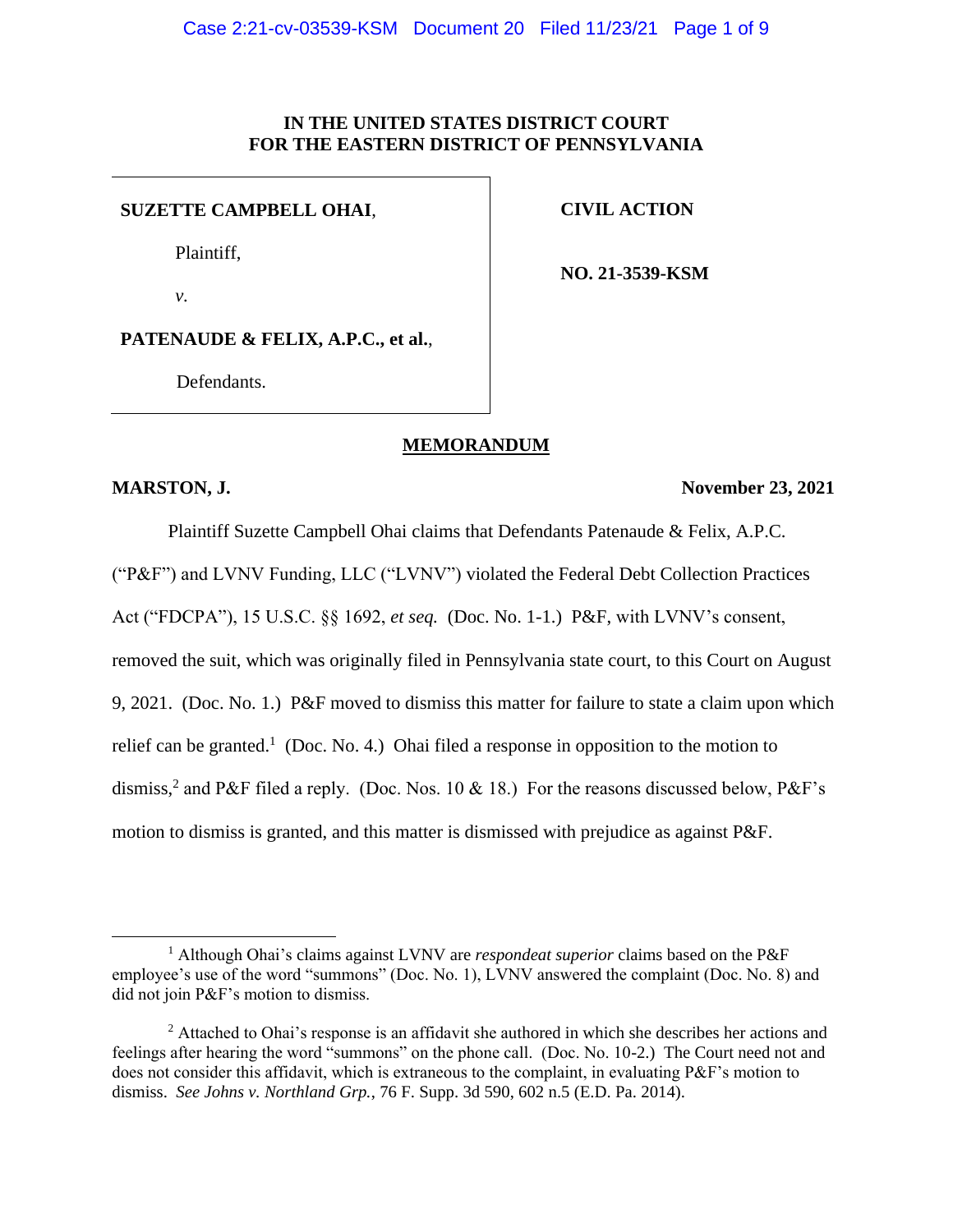**IN THE UNITED STATES DISTRICT COURT**
**FOR THE EASTERN DISTRICT OF PENNSYLVANIA**

| | |
|---|---|
| **SUZETTE CAMPBELL OHAI**, | **CIVIL ACTION** |
| Plaintiff, | **NO. 21-3539-KSM** |
| *v.* | |
| **PATENAUDE & FELIX, A.P.C., et al.**, | |
| Defendants. | |

## MEMORANDUM

**MARSTON, J.** **November 23, 2021**

Plaintiff Suzette Campbell Ohai claims that Defendants Patenaude & Felix, A.P.C. ("P&F") and LVNV Funding, LLC ("LVNV") violated the Federal Debt Collection Practices Act ("FDCPA"), 15 U.S.C. §§ 1692, *et seq.* (Doc. No. 1-1.) P&F, with LVNV's consent, removed the suit, which was originally filed in Pennsylvania state court, to this Court on August 9, 2021. (Doc. No. 1.) P&F moved to dismiss this matter for failure to state a claim upon which relief can be granted.[1] (Doc. No. 4.) Ohai filed a response in opposition to the motion to dismiss,[2] and P&F filed a reply. (Doc. Nos. 10 & 18.) For the reasons discussed below, P&F's motion to dismiss is granted, and this matter is dismissed with prejudice as against P&F.

---

[1] Although Ohai's claims against LVNV are *respondeat superior* claims based on the P&F employee's use of the word "summons" (Doc. No. 1), LVNV answered the complaint (Doc. No. 8) and did not join P&F's motion to dismiss.

[2] Attached to Ohai's response is an affidavit she authored in which she describes her actions and feelings after hearing the word "summons" on the phone call. (Doc. No. 10-2.) The Court need not and does not consider this affidavit, which is extraneous to the complaint, in evaluating P&F's motion to dismiss. *See Johns v. Northland Grp.*, 76 F. Supp. 3d 590, 602 n.5 (E.D. Pa. 2014).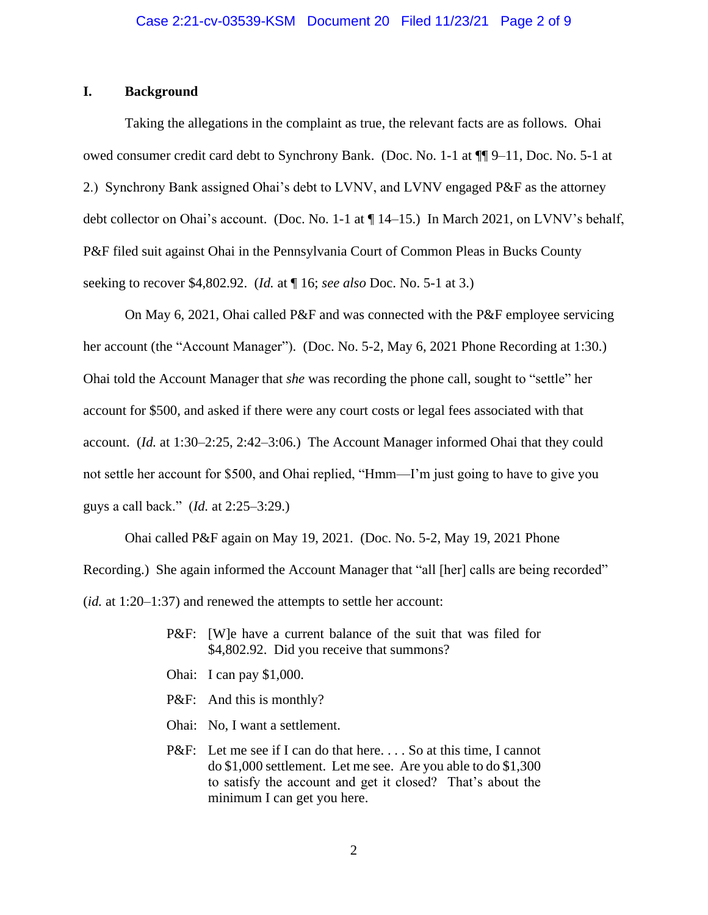## I. Background

Taking the allegations in the complaint as true, the relevant facts are as follows. Ohai owed consumer credit card debt to Synchrony Bank. (Doc. No. 1-1 at ¶¶ 9–11, Doc. No. 5-1 at 2.) Synchrony Bank assigned Ohai's debt to LVNV, and LVNV engaged P&F as the attorney debt collector on Ohai's account. (Doc. No. 1-1 at ¶ 14–15.) In March 2021, on LVNV's behalf, P&F filed suit against Ohai in the Pennsylvania Court of Common Pleas in Bucks County seeking to recover $4,802.92. (*Id.* at ¶ 16; *see also* Doc. No. 5-1 at 3.)

On May 6, 2021, Ohai called P&F and was connected with the P&F employee servicing her account (the "Account Manager"). (Doc. No. 5-2, May 6, 2021 Phone Recording at 1:30.) Ohai told the Account Manager that *she* was recording the phone call, sought to "settle" her account for $500, and asked if there were any court costs or legal fees associated with that account. (*Id.* at 1:30–2:25, 2:42–3:06.) The Account Manager informed Ohai that they could not settle her account for $500, and Ohai replied, "Hmm—I'm just going to have to give you guys a call back." (*Id.* at 2:25–3:29.)

Ohai called P&F again on May 19, 2021. (Doc. No. 5-2, May 19, 2021 Phone Recording.) She again informed the Account Manager that "all [her] calls are being recorded" (*id.* at 1:20–1:37) and renewed the attempts to settle her account:

> P&F: [W]e have a current balance of the suit that was filed for $4,802.92. Did you receive that summons?
>
> Ohai: I can pay $1,000.
>
> P&F: And this is monthly?
>
> Ohai: No, I want a settlement.
>
> P&F: Let me see if I can do that here. . . . So at this time, I cannot do $1,000 settlement. Let me see. Are you able to do $1,300 to satisfy the account and get it closed? That's about the minimum I can get you here.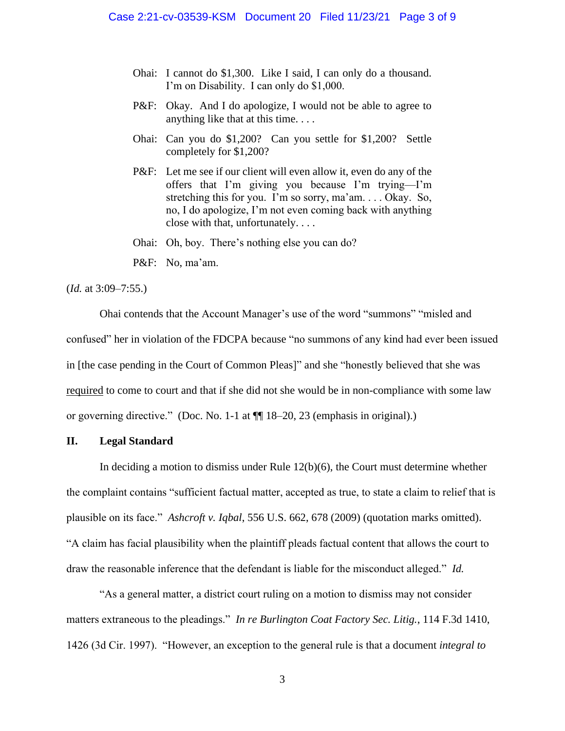> Ohai: I cannot do $1,300. Like I said, I can only do a thousand. I'm on Disability. I can only do $1,000.
>
> P&F: Okay. And I do apologize, I would not be able to agree to anything like that at this time. . . .
>
> Ohai: Can you do $1,200? Can you settle for $1,200? Settle completely for $1,200?
>
> P&F: Let me see if our client will even allow it, even do any of the offers that I'm giving you because I'm trying—I'm stretching this for you. I'm so sorry, ma'am. . . . Okay. So, no, I do apologize, I'm not even coming back with anything close with that, unfortunately. . . .
>
> Ohai: Oh, boy. There's nothing else you can do?
>
> P&F: No, ma'am.

(*Id.* at 3:09–7:55.)

Ohai contends that the Account Manager's use of the word "summons" "misled and confused" her in violation of the FDCPA because "no summons of any kind had ever been issued in [the case pending in the Court of Common Pleas]" and she "honestly believed that she was <u>required</u> to come to court and that if she did not she would be in non-compliance with some law or governing directive." (Doc. No. 1-1 at ¶¶ 18–20, 23 (emphasis in original).)

## II. Legal Standard

In deciding a motion to dismiss under Rule 12(b)(6), the Court must determine whether the complaint contains "sufficient factual matter, accepted as true, to state a claim to relief that is plausible on its face." *Ashcroft v. Iqbal*, 556 U.S. 662, 678 (2009) (quotation marks omitted). "A claim has facial plausibility when the plaintiff pleads factual content that allows the court to draw the reasonable inference that the defendant is liable for the misconduct alleged." *Id.*

"As a general matter, a district court ruling on a motion to dismiss may not consider matters extraneous to the pleadings." *In re Burlington Coat Factory Sec. Litig.*, 114 F.3d 1410, 1426 (3d Cir. 1997). "However, an exception to the general rule is that a document *integral to*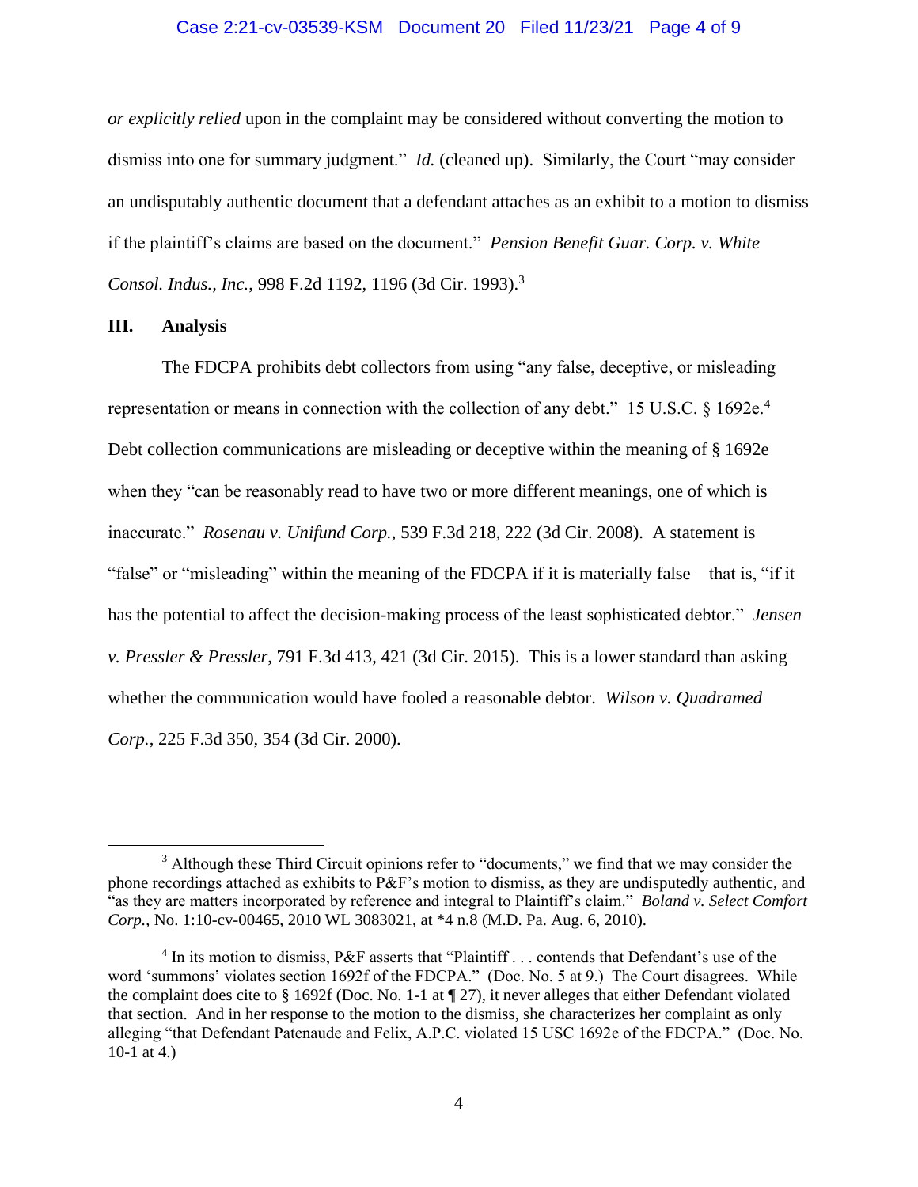*or explicitly relied* upon in the complaint may be considered without converting the motion to dismiss into one for summary judgment." *Id.* (cleaned up). Similarly, the Court "may consider an undisputably authentic document that a defendant attaches as an exhibit to a motion to dismiss if the plaintiff's claims are based on the document." *Pension Benefit Guar. Corp. v. White Consol. Indus., Inc.*, 998 F.2d 1192, 1196 (3d Cir. 1993).[3]

## III. Analysis

The FDCPA prohibits debt collectors from using "any false, deceptive, or misleading representation or means in connection with the collection of any debt." 15 U.S.C. § 1692e.[4] Debt collection communications are misleading or deceptive within the meaning of § 1692e when they "can be reasonably read to have two or more different meanings, one of which is inaccurate." *Rosenau v. Unifund Corp.*, 539 F.3d 218, 222 (3d Cir. 2008). A statement is "false" or "misleading" within the meaning of the FDCPA if it is materially false—that is, "if it has the potential to affect the decision-making process of the least sophisticated debtor." *Jensen v. Pressler & Pressler*, 791 F.3d 413, 421 (3d Cir. 2015). This is a lower standard than asking whether the communication would have fooled a reasonable debtor. *Wilson v. Quadramed Corp.*, 225 F.3d 350, 354 (3d Cir. 2000).

---

[3] Although these Third Circuit opinions refer to "documents," we find that we may consider the phone recordings attached as exhibits to P&F's motion to dismiss, as they are undisputedly authentic, and "as they are matters incorporated by reference and integral to Plaintiff's claim." *Boland v. Select Comfort Corp.*, No. 1:10-cv-00465, 2010 WL 3083021, at *4 n.8 (M.D. Pa. Aug. 6, 2010).

[4] In its motion to dismiss, P&F asserts that "Plaintiff . . . contends that Defendant's use of the word 'summons' violates section 1692f of the FDCPA." (Doc. No. 5 at 9.) The Court disagrees. While the complaint does cite to § 1692f (Doc. No. 1-1 at ¶ 27), it never alleges that either Defendant violated that section. And in her response to the motion to the dismiss, she characterizes her complaint as only alleging "that Defendant Patenaude and Felix, A.P.C. violated 15 USC 1692e of the FDCPA." (Doc. No. 10-1 at 4.)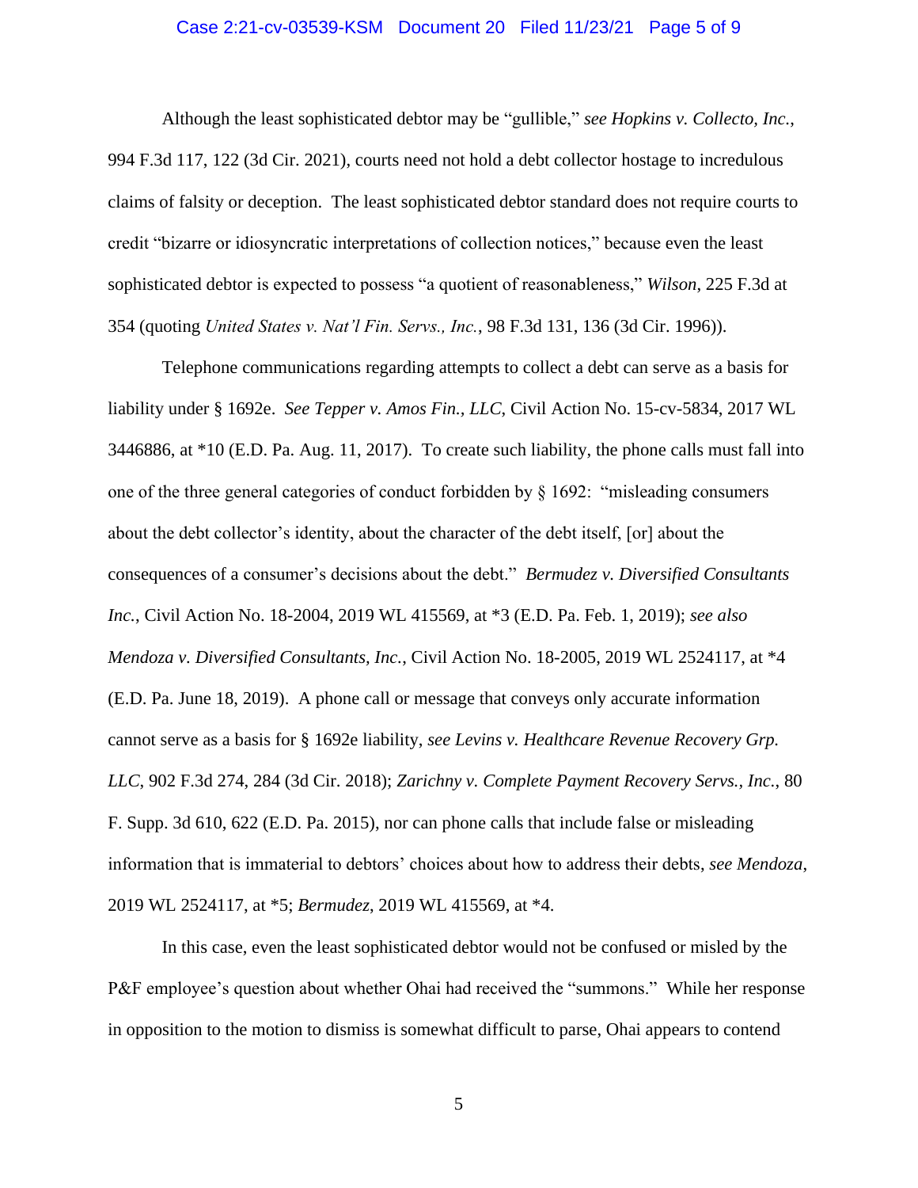Although the least sophisticated debtor may be "gullible," *see Hopkins v. Collecto, Inc.*, 994 F.3d 117, 122 (3d Cir. 2021), courts need not hold a debt collector hostage to incredulous claims of falsity or deception. The least sophisticated debtor standard does not require courts to credit "bizarre or idiosyncratic interpretations of collection notices," because even the least sophisticated debtor is expected to possess "a quotient of reasonableness," *Wilson*, 225 F.3d at 354 (quoting *United States v. Nat'l Fin. Servs., Inc.*, 98 F.3d 131, 136 (3d Cir. 1996)).

Telephone communications regarding attempts to collect a debt can serve as a basis for liability under § 1692e. *See Tepper v. Amos Fin., LLC*, Civil Action No. 15-cv-5834, 2017 WL 3446886, at *10 (E.D. Pa. Aug. 11, 2017). To create such liability, the phone calls must fall into one of the three general categories of conduct forbidden by § 1692: "misleading consumers about the debt collector's identity, about the character of the debt itself, [or] about the consequences of a consumer's decisions about the debt." *Bermudez v. Diversified Consultants Inc.*, Civil Action No. 18-2004, 2019 WL 415569, at *3 (E.D. Pa. Feb. 1, 2019); *see also Mendoza v. Diversified Consultants, Inc.*, Civil Action No. 18-2005, 2019 WL 2524117, at *4 (E.D. Pa. June 18, 2019). A phone call or message that conveys only accurate information cannot serve as a basis for § 1692e liability, *see Levins v. Healthcare Revenue Recovery Grp. LLC*, 902 F.3d 274, 284 (3d Cir. 2018); *Zarichny v. Complete Payment Recovery Servs., Inc.*, 80 F. Supp. 3d 610, 622 (E.D. Pa. 2015), nor can phone calls that include false or misleading information that is immaterial to debtors' choices about how to address their debts, *see Mendoza*, 2019 WL 2524117, at *5; *Bermudez*, 2019 WL 415569, at *4.

In this case, even the least sophisticated debtor would not be confused or misled by the P&F employee's question about whether Ohai had received the "summons." While her response in opposition to the motion to dismiss is somewhat difficult to parse, Ohai appears to contend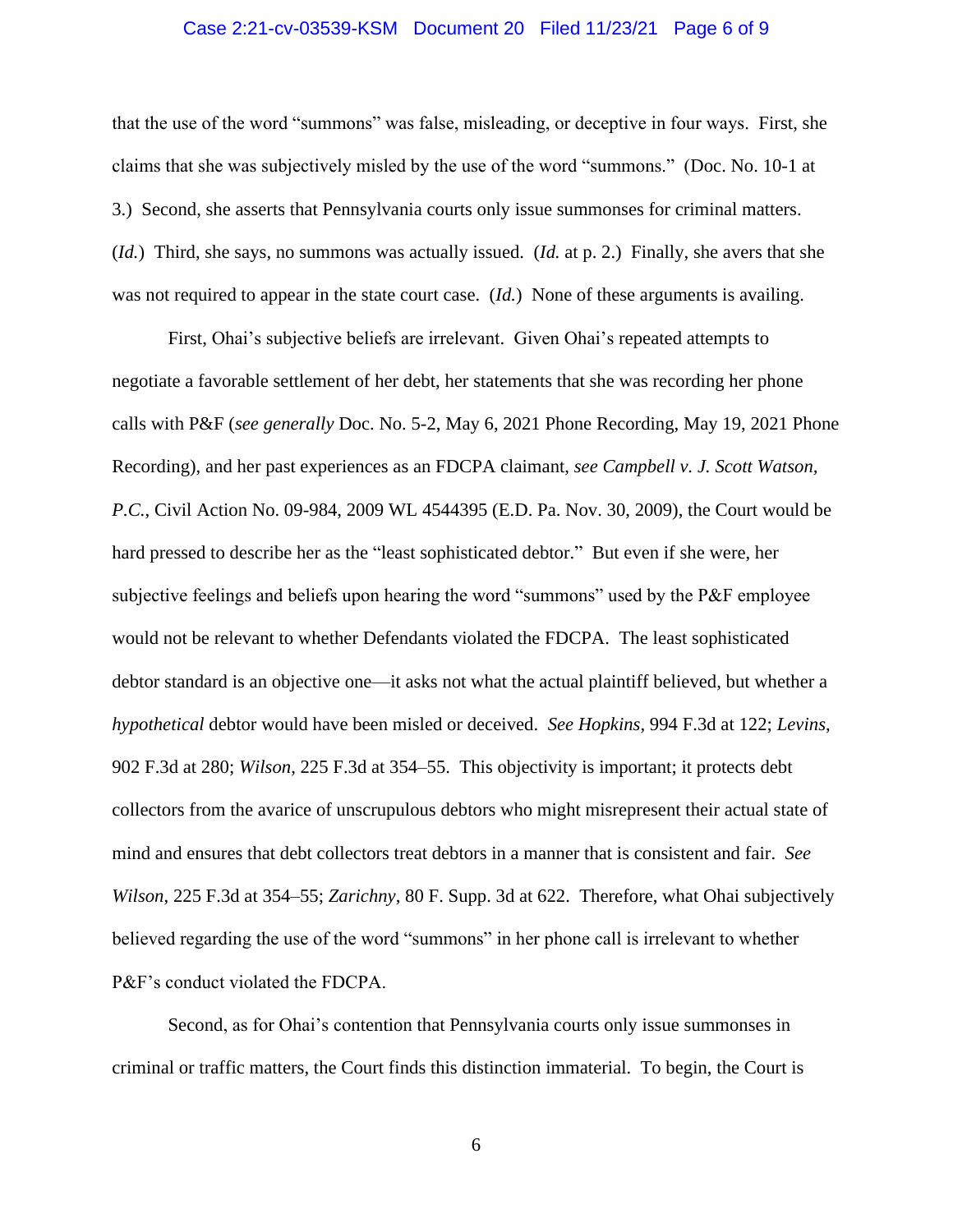that the use of the word "summons" was false, misleading, or deceptive in four ways. First, she claims that she was subjectively misled by the use of the word "summons." (Doc. No. 10-1 at 3.) Second, she asserts that Pennsylvania courts only issue summonses for criminal matters. (*Id.*) Third, she says, no summons was actually issued. (*Id.* at p. 2.) Finally, she avers that she was not required to appear in the state court case. (*Id.*) None of these arguments is availing.

First, Ohai's subjective beliefs are irrelevant. Given Ohai's repeated attempts to negotiate a favorable settlement of her debt, her statements that she was recording her phone calls with P&F (*see generally* Doc. No. 5-2, May 6, 2021 Phone Recording, May 19, 2021 Phone Recording), and her past experiences as an FDCPA claimant, *see Campbell v. J. Scott Watson, P.C.*, Civil Action No. 09-984, 2009 WL 4544395 (E.D. Pa. Nov. 30, 2009), the Court would be hard pressed to describe her as the "least sophisticated debtor." But even if she were, her subjective feelings and beliefs upon hearing the word "summons" used by the P&F employee would not be relevant to whether Defendants violated the FDCPA. The least sophisticated debtor standard is an objective one—it asks not what the actual plaintiff believed, but whether a *hypothetical* debtor would have been misled or deceived. *See Hopkins*, 994 F.3d at 122; *Levins*, 902 F.3d at 280; *Wilson*, 225 F.3d at 354–55. This objectivity is important; it protects debt collectors from the avarice of unscrupulous debtors who might misrepresent their actual state of mind and ensures that debt collectors treat debtors in a manner that is consistent and fair. *See Wilson*, 225 F.3d at 354–55; *Zarichny*, 80 F. Supp. 3d at 622. Therefore, what Ohai subjectively believed regarding the use of the word "summons" in her phone call is irrelevant to whether P&F's conduct violated the FDCPA.

Second, as for Ohai's contention that Pennsylvania courts only issue summonses in criminal or traffic matters, the Court finds this distinction immaterial. To begin, the Court is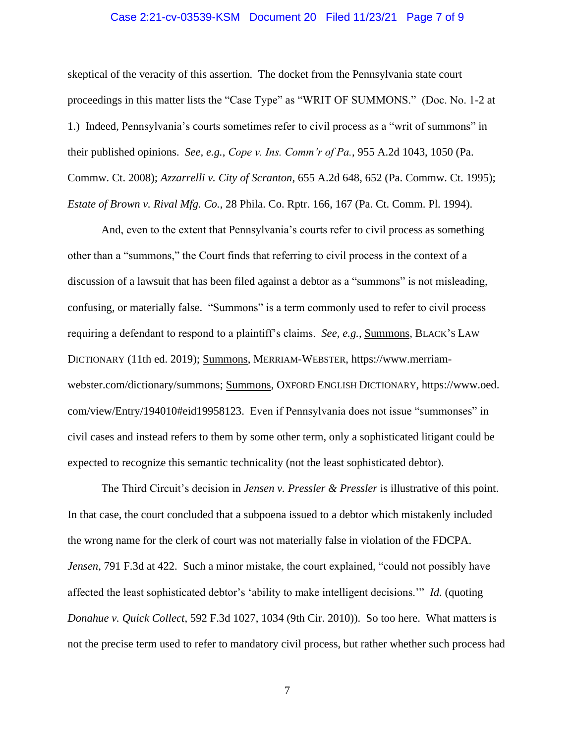skeptical of the veracity of this assertion. The docket from the Pennsylvania state court proceedings in this matter lists the "Case Type" as "WRIT OF SUMMONS." (Doc. No. 1-2 at 1.) Indeed, Pennsylvania's courts sometimes refer to civil process as a "writ of summons" in their published opinions. *See, e.g.*, *Cope v. Ins. Comm'r of Pa.*, 955 A.2d 1043, 1050 (Pa. Commw. Ct. 2008); *Azzarrelli v. City of Scranton*, 655 A.2d 648, 652 (Pa. Commw. Ct. 1995); *Estate of Brown v. Rival Mfg. Co.*, 28 Phila. Co. Rptr. 166, 167 (Pa. Ct. Comm. Pl. 1994).

And, even to the extent that Pennsylvania's courts refer to civil process as something other than a "summons," the Court finds that referring to civil process in the context of a discussion of a lawsuit that has been filed against a debtor as a "summons" is not misleading, confusing, or materially false. "Summons" is a term commonly used to refer to civil process requiring a defendant to respond to a plaintiff's claims. *See, e.g.*, Summons, BLACK'S LAW DICTIONARY (11th ed. 2019); Summons, MERRIAM-WEBSTER, https://www.merriam-webster.com/dictionary/summons; Summons, OXFORD ENGLISH DICTIONARY, https://www.oed.com/view/Entry/194010#eid19958123. Even if Pennsylvania does not issue "summonses" in civil cases and instead refers to them by some other term, only a sophisticated litigant could be expected to recognize this semantic technicality (not the least sophisticated debtor).

The Third Circuit's decision in *Jensen v. Pressler & Pressler* is illustrative of this point. In that case, the court concluded that a subpoena issued to a debtor which mistakenly included the wrong name for the clerk of court was not materially false in violation of the FDCPA. *Jensen*, 791 F.3d at 422. Such a minor mistake, the court explained, "could not possibly have affected the least sophisticated debtor's 'ability to make intelligent decisions.'" *Id.* (quoting *Donahue v. Quick Collect*, 592 F.3d 1027, 1034 (9th Cir. 2010)). So too here. What matters is not the precise term used to refer to mandatory civil process, but rather whether such process had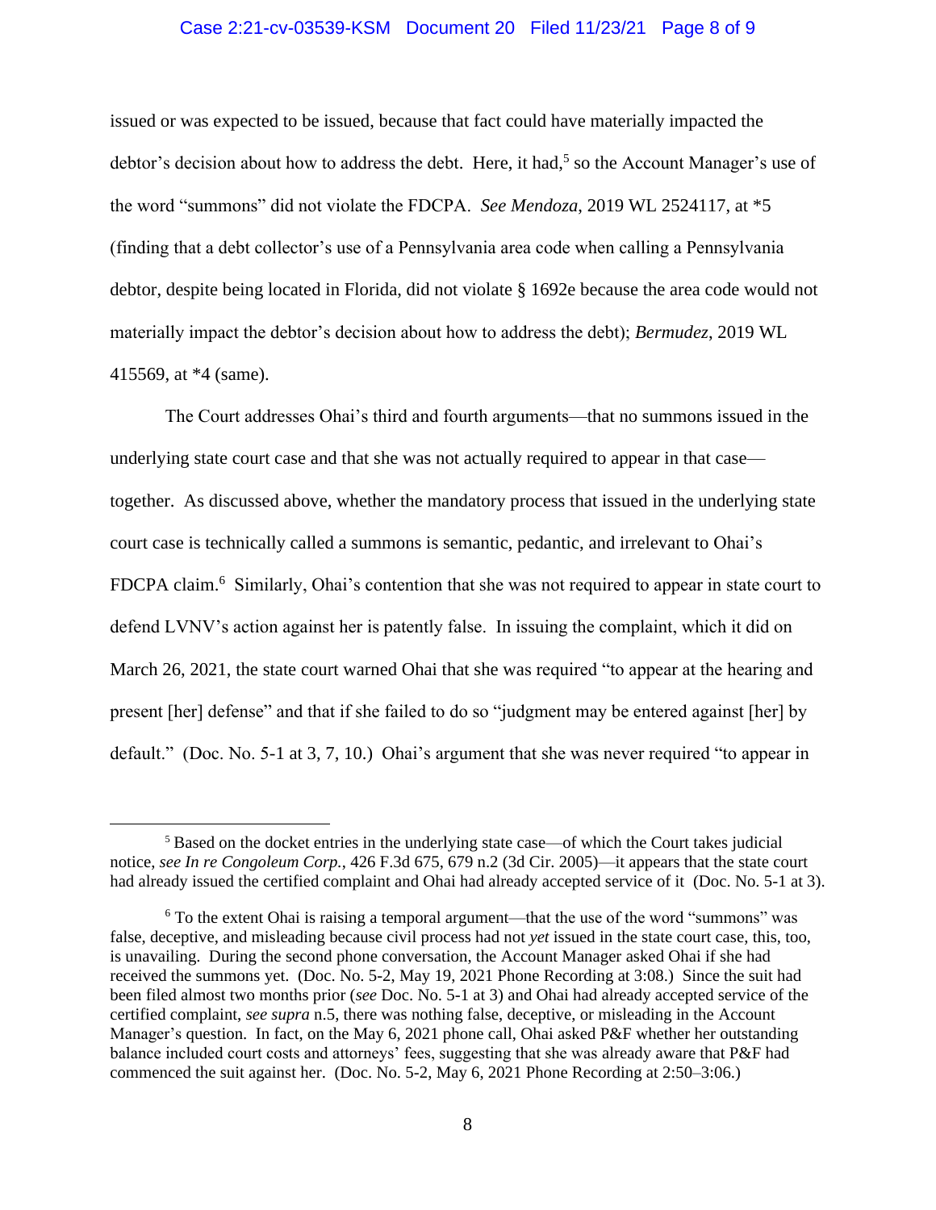issued or was expected to be issued, because that fact could have materially impacted the debtor's decision about how to address the debt. Here, it had,[5] so the Account Manager's use of the word "summons" did not violate the FDCPA. *See Mendoza*, 2019 WL 2524117, at *5 (finding that a debt collector's use of a Pennsylvania area code when calling a Pennsylvania debtor, despite being located in Florida, did not violate § 1692e because the area code would not materially impact the debtor's decision about how to address the debt); *Bermudez*, 2019 WL 415569, at *4 (same).

The Court addresses Ohai's third and fourth arguments—that no summons issued in the underlying state court case and that she was not actually required to appear in that case—together. As discussed above, whether the mandatory process that issued in the underlying state court case is technically called a summons is semantic, pedantic, and irrelevant to Ohai's FDCPA claim.[6] Similarly, Ohai's contention that she was not required to appear in state court to defend LVNV's action against her is patently false. In issuing the complaint, which it did on March 26, 2021, the state court warned Ohai that she was required "to appear at the hearing and present [her] defense" and that if she failed to do so "judgment may be entered against [her] by default." (Doc. No. 5-1 at 3, 7, 10.) Ohai's argument that she was never required "to appear in

---

[5] Based on the docket entries in the underlying state case—of which the Court takes judicial notice, *see In re Congoleum Corp.*, 426 F.3d 675, 679 n.2 (3d Cir. 2005)—it appears that the state court had already issued the certified complaint and Ohai had already accepted service of it (Doc. No. 5-1 at 3).

[6] To the extent Ohai is raising a temporal argument—that the use of the word "summons" was false, deceptive, and misleading because civil process had not *yet* issued in the state court case, this, too, is unavailing. During the second phone conversation, the Account Manager asked Ohai if she had received the summons yet. (Doc. No. 5-2, May 19, 2021 Phone Recording at 3:08.) Since the suit had been filed almost two months prior (*see* Doc. No. 5-1 at 3) and Ohai had already accepted service of the certified complaint, *see supra* n.5, there was nothing false, deceptive, or misleading in the Account Manager's question. In fact, on the May 6, 2021 phone call, Ohai asked P&F whether her outstanding balance included court costs and attorneys' fees, suggesting that she was already aware that P&F had commenced the suit against her. (Doc. No. 5-2, May 6, 2021 Phone Recording at 2:50–3:06.)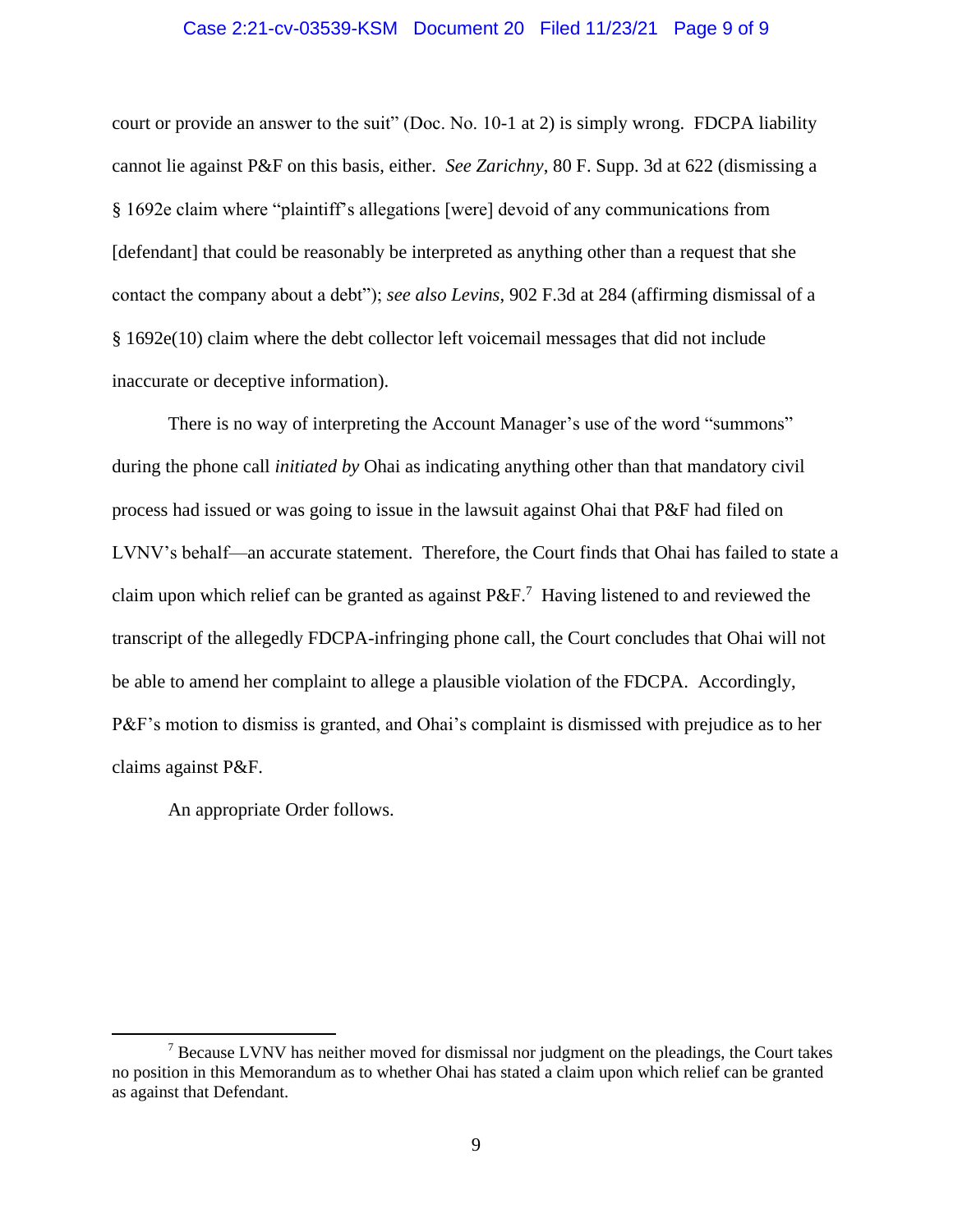court or provide an answer to the suit" (Doc. No. 10-1 at 2) is simply wrong. FDCPA liability cannot lie against P&F on this basis, either. *See Zarichny*, 80 F. Supp. 3d at 622 (dismissing a § 1692e claim where "plaintiff's allegations [were] devoid of any communications from [defendant] that could be reasonably be interpreted as anything other than a request that she contact the company about a debt"); *see also Levins*, 902 F.3d at 284 (affirming dismissal of a § 1692e(10) claim where the debt collector left voicemail messages that did not include inaccurate or deceptive information).

There is no way of interpreting the Account Manager's use of the word "summons" during the phone call *initiated by* Ohai as indicating anything other than that mandatory civil process had issued or was going to issue in the lawsuit against Ohai that P&F had filed on LVNV's behalf—an accurate statement. Therefore, the Court finds that Ohai has failed to state a claim upon which relief can be granted as against P&F.[7] Having listened to and reviewed the transcript of the allegedly FDCPA-infringing phone call, the Court concludes that Ohai will not be able to amend her complaint to allege a plausible violation of the FDCPA. Accordingly, P&F's motion to dismiss is granted, and Ohai's complaint is dismissed with prejudice as to her claims against P&F.

An appropriate Order follows.

---

[7] Because LVNV has neither moved for dismissal nor judgment on the pleadings, the Court takes no position in this Memorandum as to whether Ohai has stated a claim upon which relief can be granted as against that Defendant.